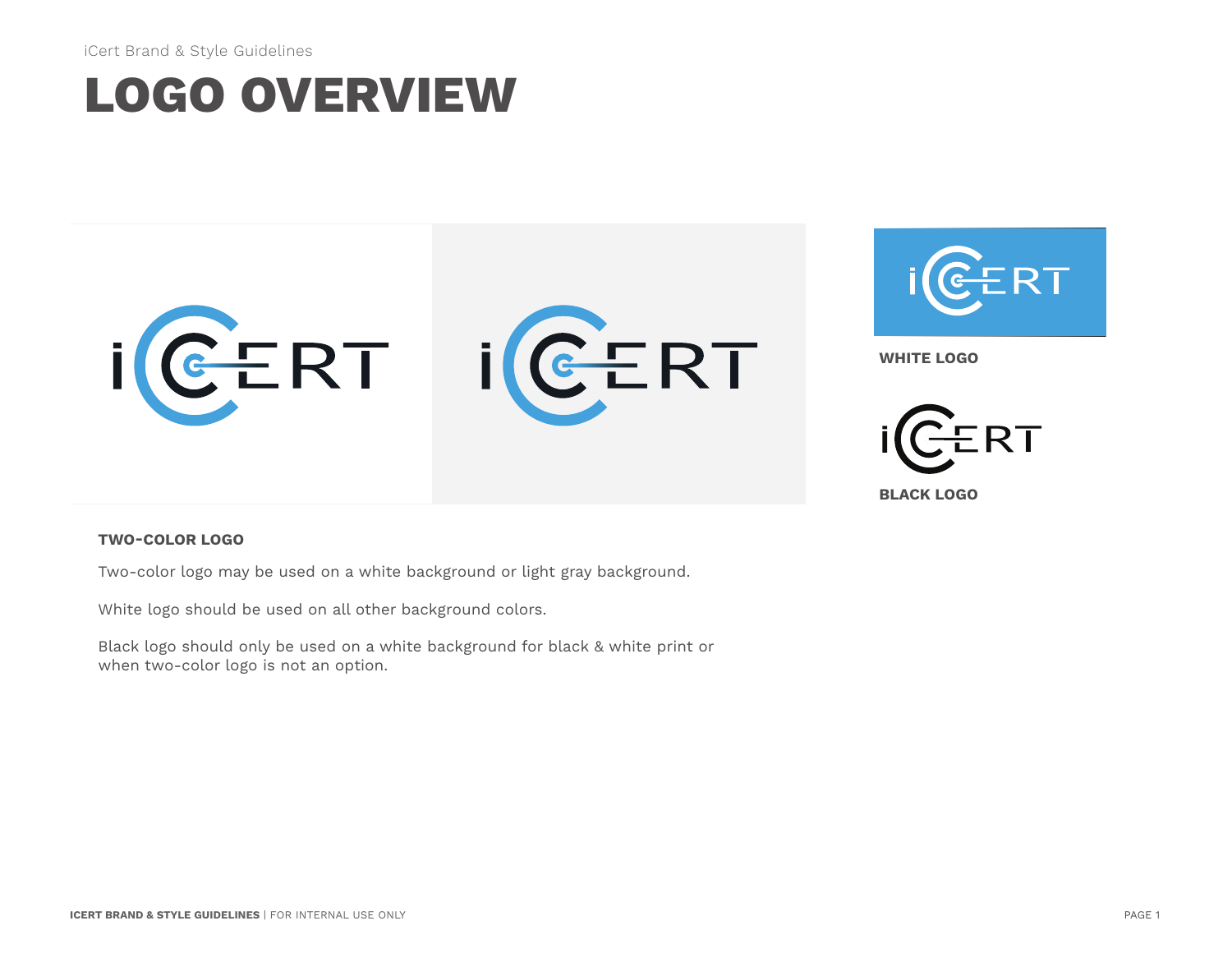# LOGO OVERVIEW

**WHITE LOGO**

**BLACK LOGO**

**TWO-COLOR LOGO**

Two-color logo may be used on a white background or light gray background.

White logo should be used on all other background colors.

Black logo should only be used on a white background for black & white print or when two-color logo is not an option.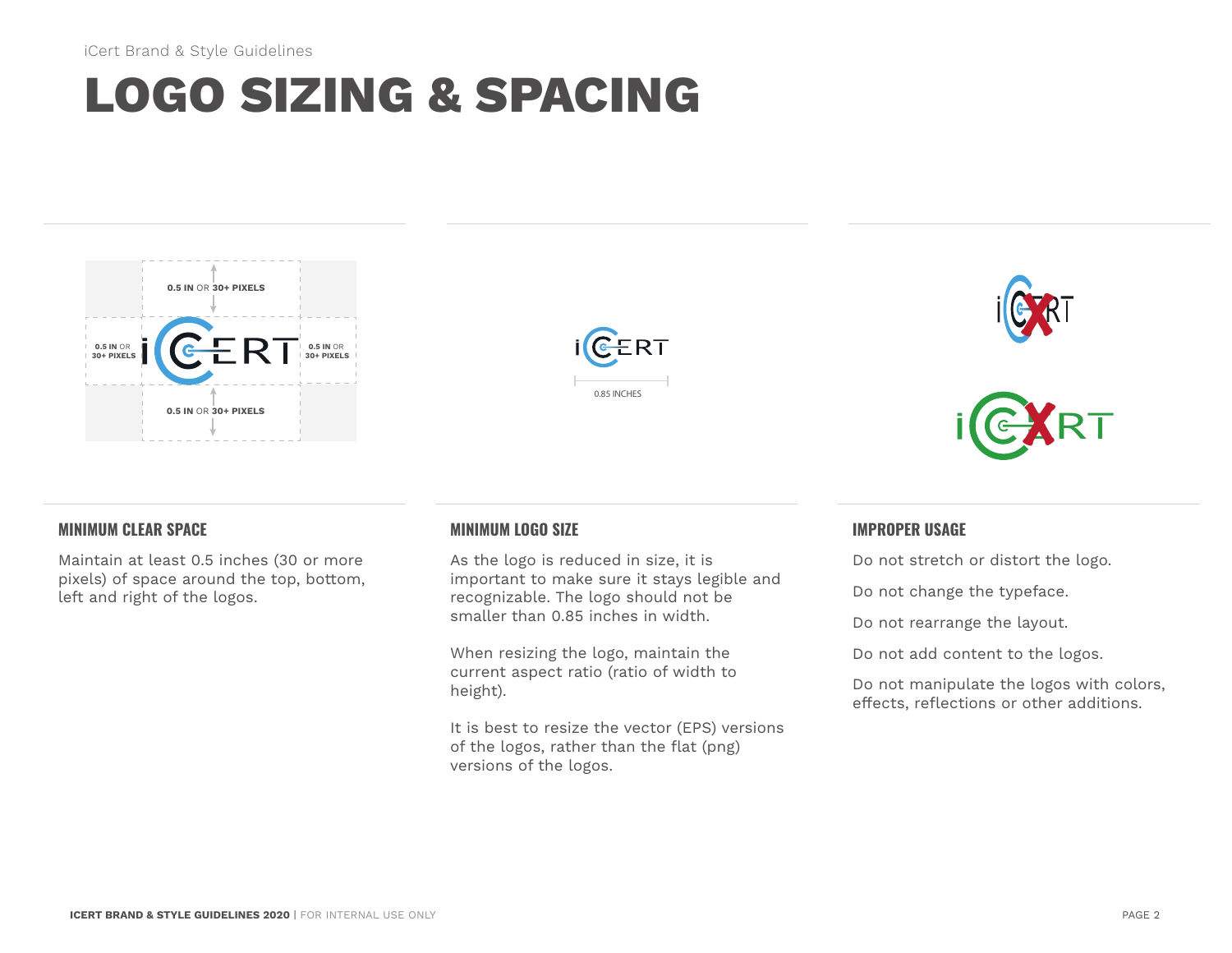# LOGO SIZING & SPACING

0.5 IN OR 30+ PIXELS

0.5 IN OR 30+ PIXELS

0.5 IN OR 30+ PIXELS

0.5 IN OR 30+ PIXELS

0.85 INCHES

## MINIMUM CLEAR SPACE

Maintain at least 0.5 inches (30 or more pixels) of space around the top, bottom, left and right of the logos.

## MINIMUM LOGO SIZE

As the logo is reduced in size, it is important to make sure it stays legible and recognizable. The logo should not be smaller than 0.85 inches in width.

When resizing the logo, maintain the current aspect ratio (ratio of width to height).

It is best to resize the vector (EPS) versions of the logos, rather than the flat (png) versions of the logos.

## IMPROPER USAGE

Do not stretch or distort the logo.

Do not change the typeface.

Do not rearrange the layout.

Do not add content to the logos.

Do not manipulate the logos with colors, effects, reflections or other additions.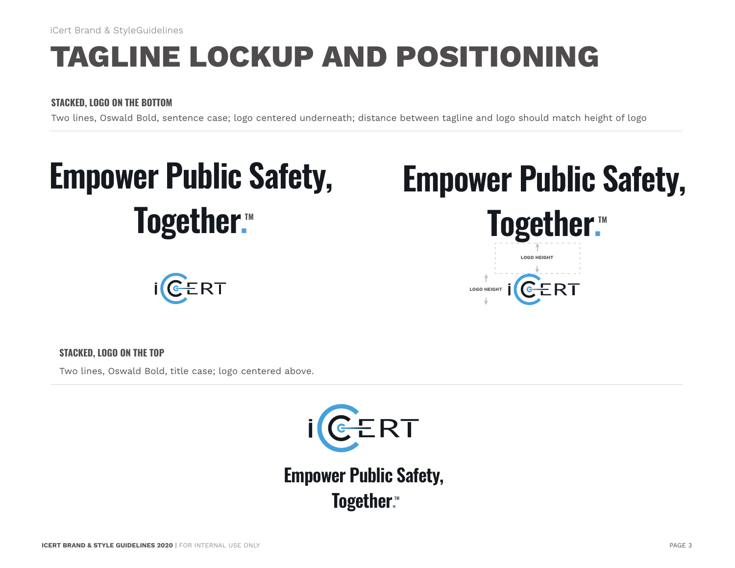# TAGLINE LOCKUP AND POSITIONING

### STACKED, LOGO ON THE BOTTOM

Two lines, Oswald Bold, sentence case; logo centered underneath; distance between tagline and logo should match height of logo

Empower Public Safety,
Together.™

Empower Public Safety,
Together.™

LOGO HEIGHT

LOGO HEIGHT

### STACKED, LOGO ON THE TOP

Two lines, Oswald Bold, title case; logo centered above.

Empower Public Safety,
Together.™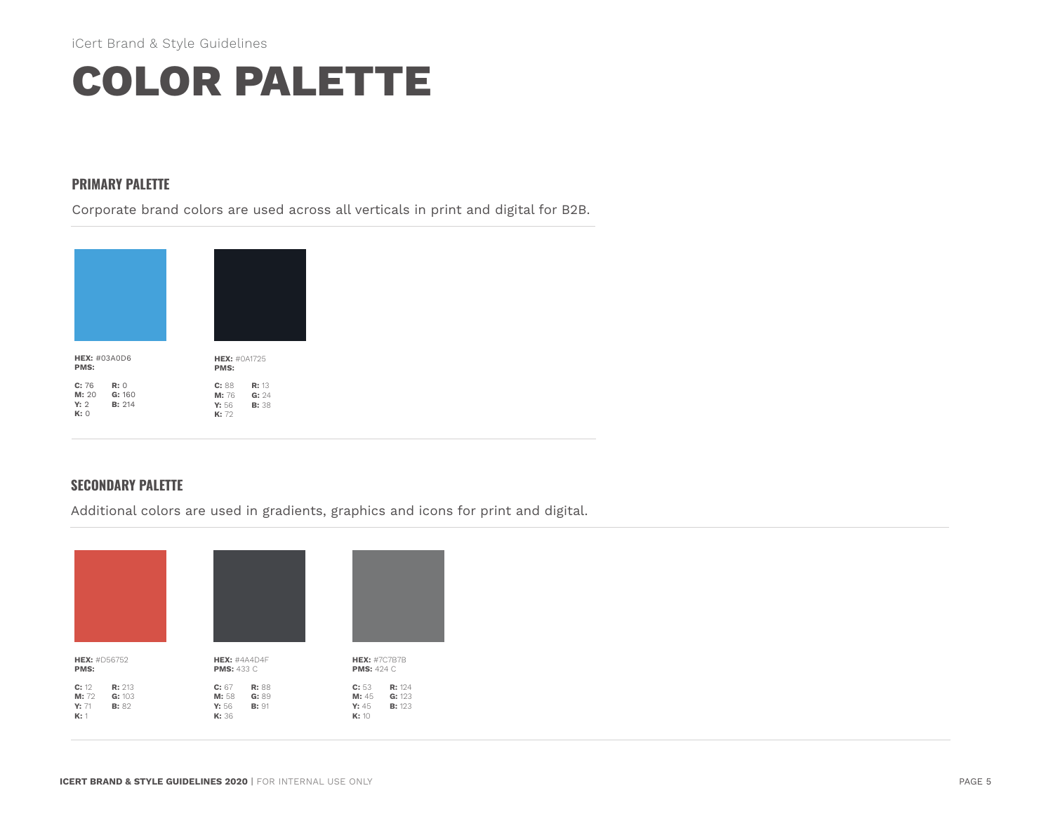iCert Brand & Style Guidelines

# COLOR PALETTE

## PRIMARY PALETTE

Corporate brand colors are used across all verticals in print and digital for B2B.

**HEX:** #03A0D6
**PMS:**

**C:** 76
**M:** 20
**Y:** 2
**K:** 0

**R:** 0
**G:** 160
**B:** 214

**HEX:** #0A1725
**PMS:**

**C:** 88
**M:** 76
**Y:** 56
**K:** 72

**R:** 13
**G:** 24
**B:** 38

## SECONDARY PALETTE

Additional colors are used in gradients, graphics and icons for print and digital.

**HEX:** #D56752
**PMS:**

**C:** 12
**M:** 72
**Y:** 71
**K:** 1

**R:** 213
**G:** 103
**B:** 82

**HEX:** #4A4D4F
**PMS:** 433 C

**C:** 67
**M:** 58
**Y:** 56
**K:** 36

**R:** 88
**G:** 89
**B:** 91

**HEX:** #7C7B7B
**PMS:** 424 C

**C:** 53
**M:** 45
**Y:** 45
**K:** 10

**R:** 124
**G:** 123
**B:** 123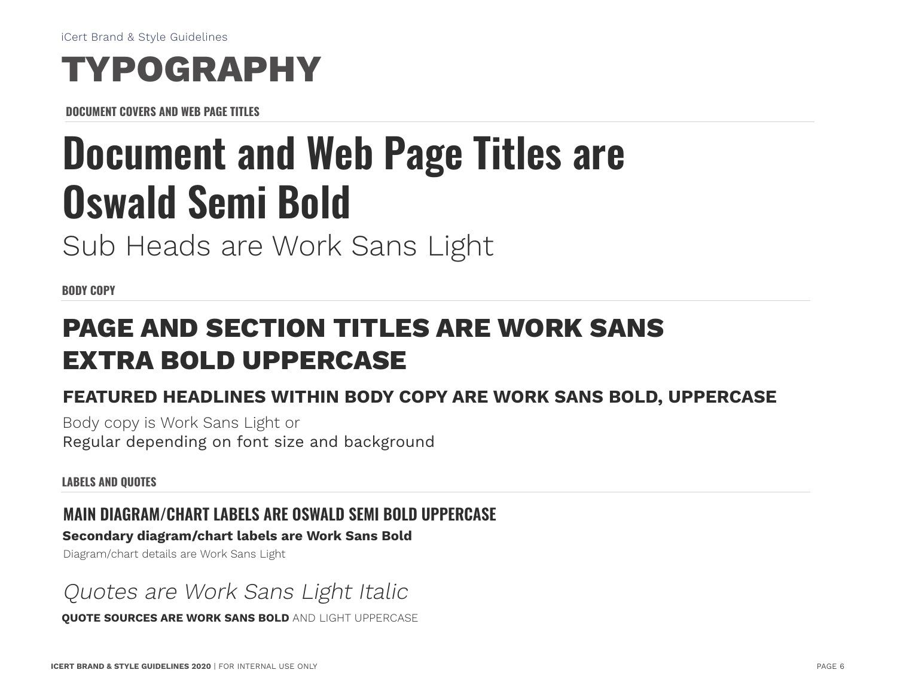iCert Brand & Style Guidelines

# TYPOGRAPHY

**DOCUMENT COVERS AND WEB PAGE TITLES**

# Document and Web Page Titles are Oswald Semi Bold

Sub Heads are Work Sans Light

**BODY COPY**

## PAGE AND SECTION TITLES ARE WORK SANS EXTRA BOLD UPPERCASE

### FEATURED HEADLINES WITHIN BODY COPY ARE WORK SANS BOLD, UPPERCASE

Body copy is Work Sans Light or
Regular depending on font size and background

**LABELS AND QUOTES**

MAIN DIAGRAM/CHART LABELS ARE OSWALD SEMI BOLD UPPERCASE

**Secondary diagram/chart labels are Work Sans Bold**

Diagram/chart details are Work Sans Light

*Quotes are Work Sans Light Italic*

**QUOTE SOURCES ARE WORK SANS BOLD** AND LIGHT UPPERCASE